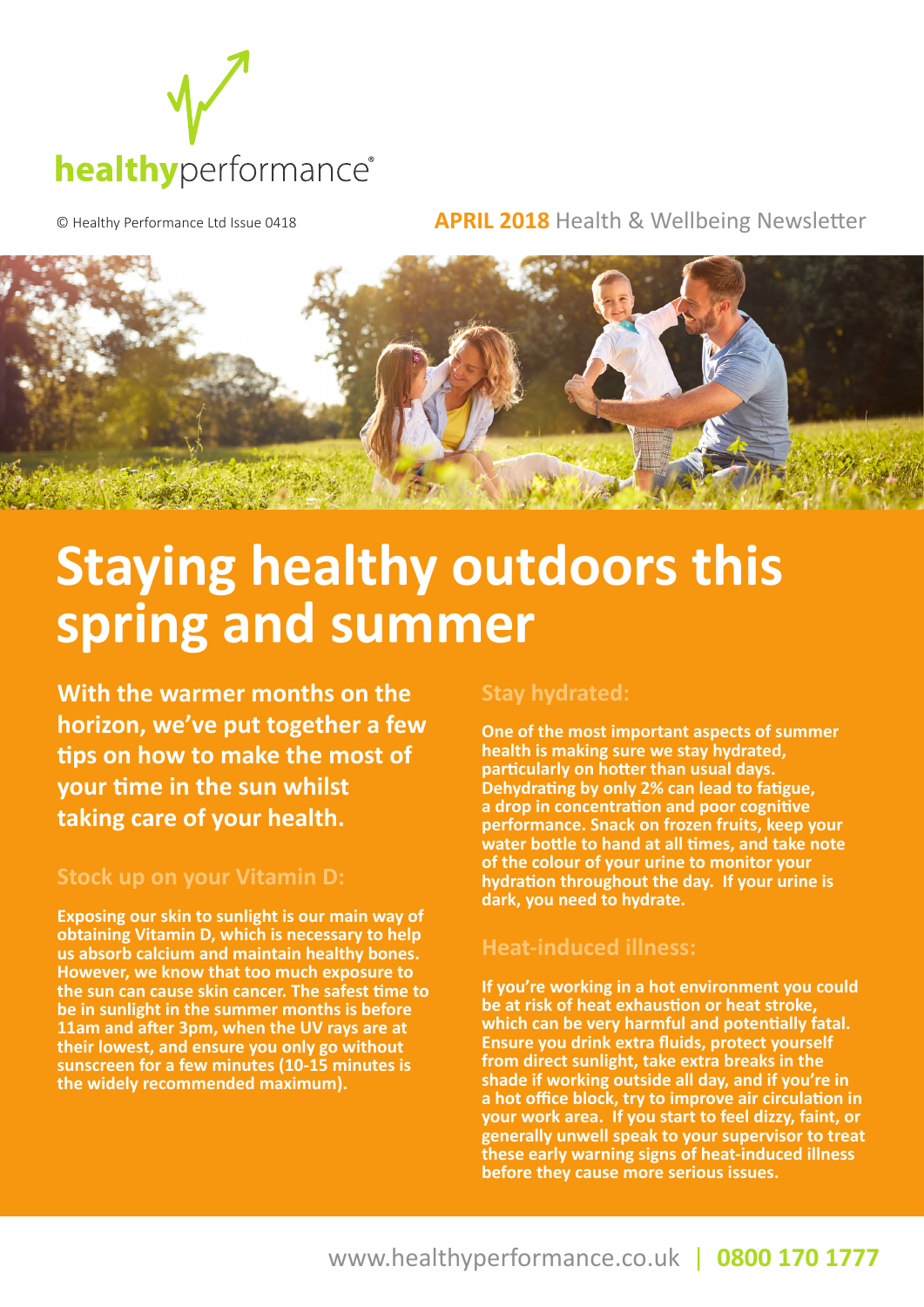healthyperformance®

© Healthy Performance Ltd Issue 0418

**APRIL 2018** Health & Wellbeing Newsletter

# Staying healthy outdoors this spring and summer

**With the warmer months on the horizon, we've put together a few tips on how to make the most of your time in the sun whilst taking care of your health.**

## Stock up on your Vitamin D:

**Exposing our skin to sunlight is our main way of obtaining Vitamin D, which is necessary to help us absorb calcium and maintain healthy bones. However, we know that too much exposure to the sun can cause skin cancer. The safest time to be in sunlight in the summer months is before 11am and after 3pm, when the UV rays are at their lowest, and ensure you only go without sunscreen for a few minutes (10-15 minutes is the widely recommended maximum).**

## Stay hydrated:

**One of the most important aspects of summer health is making sure we stay hydrated, particularly on hotter than usual days. Dehydrating by only 2% can lead to fatigue, a drop in concentration and poor cognitive performance. Snack on frozen fruits, keep your water bottle to hand at all times, and take note of the colour of your urine to monitor your hydration throughout the day. If your urine is dark, you need to hydrate.**

## Heat-induced illness:

**If you're working in a hot environment you could be at risk of heat exhaustion or heat stroke, which can be very harmful and potentially fatal. Ensure you drink extra fluids, protect yourself from direct sunlight, take extra breaks in the shade if working outside all day, and if you're in a hot office block, try to improve air circulation in your work area. If you start to feel dizzy, faint, or generally unwell speak to your supervisor to treat these early warning signs of heat-induced illness before they cause more serious issues.**

www.healthyperformance.co.uk | **0800 170 1777**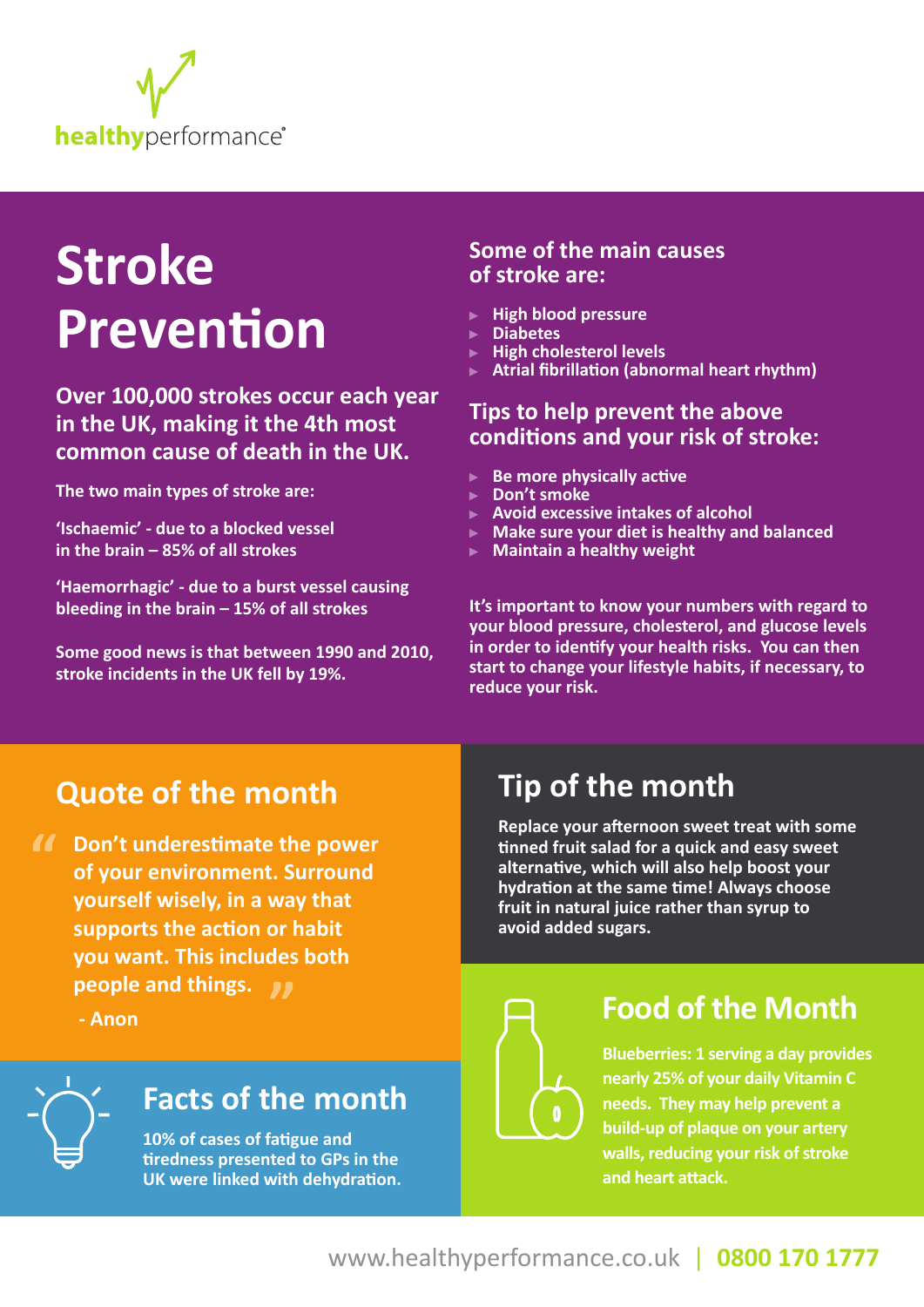healthyperformance®

# Stroke Prevention

**Over 100,000 strokes occur each year in the UK, making it the 4th most common cause of death in the UK.**

The two main types of stroke are:

'Ischaemic' - due to a blocked vessel in the brain – 85% of all strokes

'Haemorrhagic' - due to a burst vessel causing bleeding in the brain – 15% of all strokes

Some good news is that between 1990 and 2010, stroke incidents in the UK fell by 19%.

### Some of the main causes of stroke are:

- High blood pressure
- Diabetes
- High cholesterol levels
- Atrial fibrillation (abnormal heart rhythm)

### Tips to help prevent the above conditions and your risk of stroke:

- Be more physically active
- Don't smoke
- Avoid excessive intakes of alcohol
- Make sure your diet is healthy and balanced
- Maintain a healthy weight

It's important to know your numbers with regard to your blood pressure, cholesterol, and glucose levels in order to identify your health risks. You can then start to change your lifestyle habits, if necessary, to reduce your risk.

## Quote of the month

"Don't underestimate the power of your environment. Surround yourself wisely, in a way that supports the action or habit you want. This includes both people and things."

- Anon

## Tip of the month

Replace your afternoon sweet treat with some tinned fruit salad for a quick and easy sweet alternative, which will also help boost your hydration at the same time! Always choose fruit in natural juice rather than syrup to avoid added sugars.

## Facts of the month

10% of cases of fatigue and tiredness presented to GPs in the UK were linked with dehydration.

## Food of the Month

Blueberries: 1 serving a day provides nearly 25% of your daily Vitamin C needs. They may help prevent a build-up of plaque on your artery walls, reducing your risk of stroke and heart attack.

www.healthyperformance.co.uk | 0800 170 1777